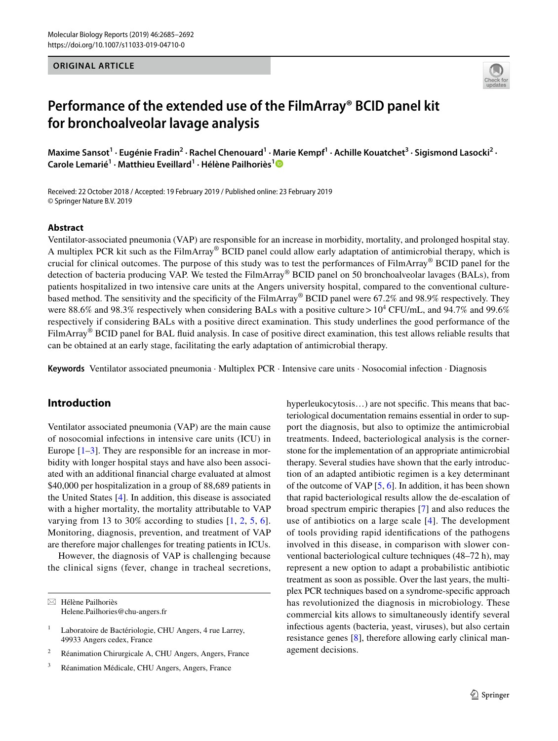ORIGINAL ARTICLE

# Performance of the extended use of the FilmArray® BCID panel kit for bronchoalveolar lavage analysis

**Maxime Sansot[1] · Eugénie Fradin[2] · Rachel Chenouard[1] · Marie Kempf[1] · Achille Kouatchet[3] · Sigismond Lasocki[2] · Carole Lemarié[1] · Matthieu Eveillard[1] · Hélène Pailhoriès[1]**

Received: 22 October 2018 / Accepted: 19 February 2019 / Published online: 23 February 2019
© Springer Nature B.V. 2019

## Abstract

Ventilator-associated pneumonia (VAP) are responsible for an increase in morbidity, mortality, and prolonged hospital stay. A multiplex PCR kit such as the FilmArray® BCID panel could allow early adaptation of antimicrobial therapy, which is crucial for clinical outcomes. The purpose of this study was to test the performances of FilmArray® BCID panel for the detection of bacteria producing VAP. We tested the FilmArray® BCID panel on 50 bronchoalveolar lavages (BALs), from patients hospitalized in two intensive care units at the Angers university hospital, compared to the conventional culture-based method. The sensitivity and the specificity of the FilmArray® BCID panel were 67.2% and 98.9% respectively. They were 88.6% and 98.3% respectively when considering BALs with a positive culture > $10^4$ CFU/mL, and 94.7% and 99.6% respectively if considering BALs with a positive direct examination. This study underlines the good performance of the FilmArray® BCID panel for BAL fluid analysis. In case of positive direct examination, this test allows reliable results that can be obtained at an early stage, facilitating the early adaptation of antimicrobial therapy.

**Keywords** Ventilator associated pneumonia · Multiplex PCR · Intensive care units · Nosocomial infection · Diagnosis

## Introduction

Ventilator associated pneumonia (VAP) are the main cause of nosocomial infections in intensive care units (ICU) in Europe [1–3]. They are responsible for an increase in morbidity with longer hospital stays and have also been associated with an additional financial charge evaluated at almost $40,000 per hospitalization in a group of 88,689 patients in the United States [4]. In addition, this disease is associated with a higher mortality, the mortality attributable to VAP varying from 13 to 30% according to studies [1, 2, 5, 6]. Monitoring, diagnosis, prevention, and treatment of VAP are therefore major challenges for treating patients in ICUs.

However, the diagnosis of VAP is challenging because the clinical signs (fever, change in tracheal secretions, hyperleukocytosis…) are not specific. This means that bacteriological documentation remains essential in order to support the diagnosis, but also to optimize the antimicrobial treatments. Indeed, bacteriological analysis is the cornerstone for the implementation of an appropriate antimicrobial therapy. Several studies have shown that the early introduction of an adapted antibiotic regimen is a key determinant of the outcome of VAP [5, 6]. In addition, it has been shown that rapid bacteriological results allow the de-escalation of broad spectrum empiric therapies [7] and also reduces the use of antibiotics on a large scale [4]. The development of tools providing rapid identifications of the pathogens involved in this disease, in comparison with slower conventional bacteriological culture techniques (48–72 h), may represent a new option to adapt a probabilistic antibiotic treatment as soon as possible. Over the last years, the multiplex PCR techniques based on a syndrome-specific approach has revolutionized the diagnosis in microbiology. These commercial kits allows to simultaneously identify several infectious agents (bacteria, yeast, viruses), but also certain resistance genes [8], therefore allowing early clinical management decisions.

---

✉ Hélène Pailhoriès
Helene.Pailhories@chu-angers.fr

[1] Laboratoire de Bactériologie, CHU Angers, 4 rue Larrey, 49933 Angers cedex, France

[2] Réanimation Chirurgicale A, CHU Angers, Angers, France

[3] Réanimation Médicale, CHU Angers, Angers, France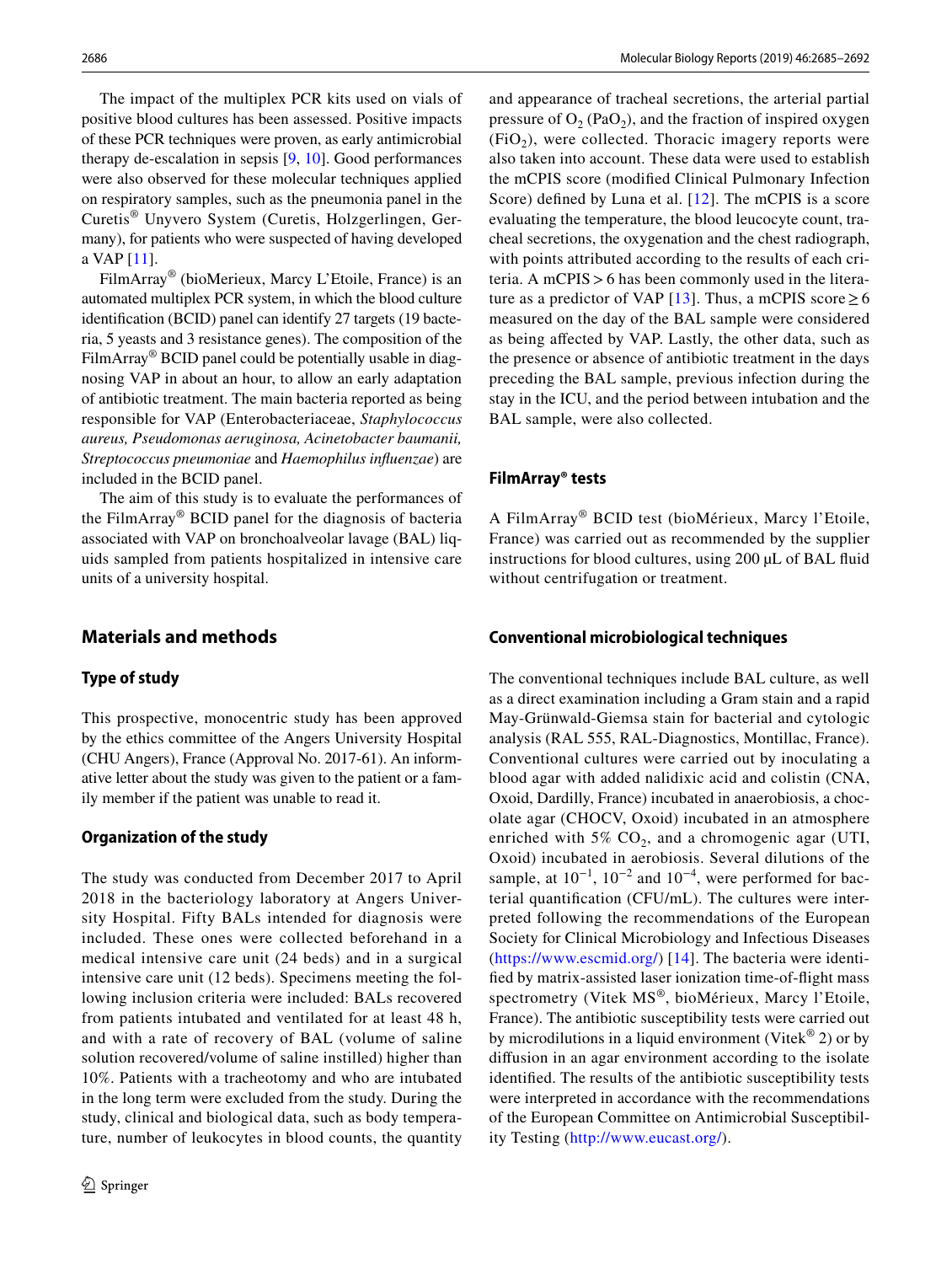The impact of the multiplex PCR kits used on vials of positive blood cultures has been assessed. Positive impacts of these PCR techniques were proven, as early antimicrobial therapy de-escalation in sepsis [9, 10]. Good performances were also observed for these molecular techniques applied on respiratory samples, such as the pneumonia panel in the Curetis® Unyvero System (Curetis, Holzgerlingen, Germany), for patients who were suspected of having developed a VAP [11].

FilmArray® (bioMerieux, Marcy L'Etoile, France) is an automated multiplex PCR system, in which the blood culture identification (BCID) panel can identify 27 targets (19 bacteria, 5 yeasts and 3 resistance genes). The composition of the FilmArray® BCID panel could be potentially usable in diagnosing VAP in about an hour, to allow an early adaptation of antibiotic treatment. The main bacteria reported as being responsible for VAP (Enterobacteriaceae, *Staphylococcus aureus, Pseudomonas aeruginosa, Acinetobacter baumanii, Streptococcus pneumoniae* and *Haemophilus influenzae*) are included in the BCID panel.

The aim of this study is to evaluate the performances of the FilmArray® BCID panel for the diagnosis of bacteria associated with VAP on bronchoalveolar lavage (BAL) liquids sampled from patients hospitalized in intensive care units of a university hospital.

## Materials and methods

### Type of study

This prospective, monocentric study has been approved by the ethics committee of the Angers University Hospital (CHU Angers), France (Approval No. 2017-61). An informative letter about the study was given to the patient or a family member if the patient was unable to read it.

### Organization of the study

The study was conducted from December 2017 to April 2018 in the bacteriology laboratory at Angers University Hospital. Fifty BALs intended for diagnosis were included. These ones were collected beforehand in a medical intensive care unit (24 beds) and in a surgical intensive care unit (12 beds). Specimens meeting the following inclusion criteria were included: BALs recovered from patients intubated and ventilated for at least 48 h, and with a rate of recovery of BAL (volume of saline solution recovered/volume of saline instilled) higher than 10%. Patients with a tracheotomy and who are intubated in the long term were excluded from the study. During the study, clinical and biological data, such as body temperature, number of leukocytes in blood counts, the quantity and appearance of tracheal secretions, the arterial partial pressure of $O_2$ ($PaO_2$), and the fraction of inspired oxygen ($FiO_2$), were collected. Thoracic imagery reports were also taken into account. These data were used to establish the mCPIS score (modified Clinical Pulmonary Infection Score) defined by Luna et al. [12]. The mCPIS is a score evaluating the temperature, the blood leucocyte count, tracheal secretions, the oxygenation and the chest radiograph, with points attributed according to the results of each criteria. A mCPIS > 6 has been commonly used in the literature as a predictor of VAP [13]. Thus, a mCPIS score ≥ 6 measured on the day of the BAL sample were considered as being affected by VAP. Lastly, the other data, such as the presence or absence of antibiotic treatment in the days preceding the BAL sample, previous infection during the stay in the ICU, and the period between intubation and the BAL sample, were also collected.

### FilmArray® tests

A FilmArray® BCID test (bioMérieux, Marcy l'Etoile, France) was carried out as recommended by the supplier instructions for blood cultures, using 200 µL of BAL fluid without centrifugation or treatment.

### Conventional microbiological techniques

The conventional techniques include BAL culture, as well as a direct examination including a Gram stain and a rapid May-Grünwald-Giemsa stain for bacterial and cytologic analysis (RAL 555, RAL-Diagnostics, Montillac, France). Conventional cultures were carried out by inoculating a blood agar with added nalidixic acid and colistin (CNA, Oxoid, Dardilly, France) incubated in anaerobiosis, a chocolate agar (CHOCV, Oxoid) incubated in an atmosphere enriched with 5% $CO_2$, and a chromogenic agar (UTI, Oxoid) incubated in aerobiosis. Several dilutions of the sample, at $10^{-1}$, $10^{-2}$ and $10^{-4}$, were performed for bacterial quantification (CFU/mL). The cultures were interpreted following the recommendations of the European Society for Clinical Microbiology and Infectious Diseases (https://www.escmid.org/) [14]. The bacteria were identified by matrix-assisted laser ionization time-of-flight mass spectrometry (Vitek MS®, bioMérieux, Marcy l'Etoile, France). The antibiotic susceptibility tests were carried out by microdilutions in a liquid environment (Vitek® 2) or by diffusion in an agar environment according to the isolate identified. The results of the antibiotic susceptibility tests were interpreted in accordance with the recommendations of the European Committee on Antimicrobial Susceptibility Testing (http://www.eucast.org/).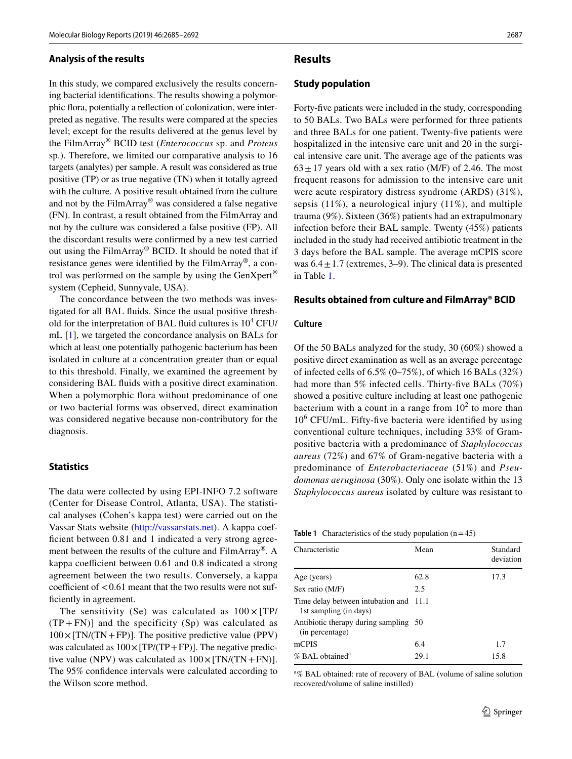### Analysis of the results

In this study, we compared exclusively the results concerning bacterial identifications. The results showing a polymorphic flora, potentially a reflection of colonization, were interpreted as negative. The results were compared at the species level; except for the results delivered at the genus level by the FilmArray® BCID test (*Enterococcus* sp. and *Proteus* sp.). Therefore, we limited our comparative analysis to 16 targets (analytes) per sample. A result was considered as true positive (TP) or as true negative (TN) when it totally agreed with the culture. A positive result obtained from the culture and not by the FilmArray® was considered a false negative (FN). In contrast, a result obtained from the FilmArray and not by the culture was considered a false positive (FP). All the discordant results were confirmed by a new test carried out using the FilmArray® BCID. It should be noted that if resistance genes were identified by the FilmArray®, a control was performed on the sample by using the GenXpert® system (Cepheid, Sunnyvale, USA).

The concordance between the two methods was investigated for all BAL fluids. Since the usual positive threshold for the interpretation of BAL fluid cultures is $10^4$ CFU/mL [1], we targeted the concordance analysis on BALs for which at least one potentially pathogenic bacterium has been isolated in culture at a concentration greater than or equal to this threshold. Finally, we examined the agreement by considering BAL fluids with a positive direct examination. When a polymorphic flora without predominance of one or two bacterial forms was observed, direct examination was considered negative because non-contributory for the diagnosis.

### Statistics

The data were collected by using EPI-INFO 7.2 software (Center for Disease Control, Atlanta, USA). The statistical analyses (Cohen's kappa test) were carried out on the Vassar Stats website (http://vassarstats.net). A kappa coefficient between 0.81 and 1 indicated a very strong agreement between the results of the culture and FilmArray®. A kappa coefficient between 0.61 and 0.8 indicated a strong agreement between the two results. Conversely, a kappa coefficient of <0.61 meant that the two results were not sufficiently in agreement.

The sensitivity (Se) was calculated as $100 \times [TP/(TP + FN)]$ and the specificity (Sp) was calculated as $100 \times [TN/(TN + FP)]$. The positive predictive value (PPV) was calculated as $100 \times [TP/(TP + FP)]$. The negative predictive value (NPV) was calculated as $100 \times [TN/(TN + FN)]$. The 95% confidence intervals were calculated according to the Wilson score method.

## Results

### Study population

Forty-five patients were included in the study, corresponding to 50 BALs. Two BALs were performed for three patients and three BALs for one patient. Twenty-five patients were hospitalized in the intensive care unit and 20 in the surgical intensive care unit. The average age of the patients was $63 \pm 17$ years old with a sex ratio (M/F) of 2.46. The most frequent reasons for admission to the intensive care unit were acute respiratory distress syndrome (ARDS) (31%), sepsis (11%), a neurological injury (11%), and multiple trauma (9%). Sixteen (36%) patients had an extrapulmonary infection before their BAL sample. Twenty (45%) patients included in the study had received antibiotic treatment in the 3 days before the BAL sample. The average mCPIS score was $6.4 \pm 1.7$ (extremes, 3–9). The clinical data is presented in Table 1.

### Results obtained from culture and FilmArray® BCID

#### Culture

Of the 50 BALs analyzed for the study, 30 (60%) showed a positive direct examination as well as an average percentage of infected cells of 6.5% (0–75%), of which 16 BALs (32%) had more than 5% infected cells. Thirty-five BALs (70%) showed a positive culture including at least one pathogenic bacterium with a count in a range from $10^2$ to more than $10^6$ CFU/mL. Fifty-five bacteria were identified by using conventional culture techniques, including 33% of Gram-positive bacteria with a predominance of *Staphylococcus aureus* (72%) and 67% of Gram-negative bacteria with a predominance of *Enterobacteriaceae* (51%) and *Pseudomonas aeruginosa* (30%). Only one isolate within the 13 *Staphylococcus aureus* isolated by culture was resistant to

**Table 1** Characteristics of the study population (n = 45)

| Characteristic | Mean | Standard deviation |
|---|---|---|
| Age (years) | 62.8 | 17.3 |
| Sex ratio (M/F) | 2.5 | |
| Time delay between intubation and 1st sampling (in days) | 11.1 | |
| Antibiotic therapy during sampling (in percentage) | 50 | |
| mCPIS | 6.4 | 1.7 |
| % BAL obtained[a] | 29.1 | 15.8 |

[a]% BAL obtained: rate of recovery of BAL (volume of saline solution recovered/volume of saline instilled)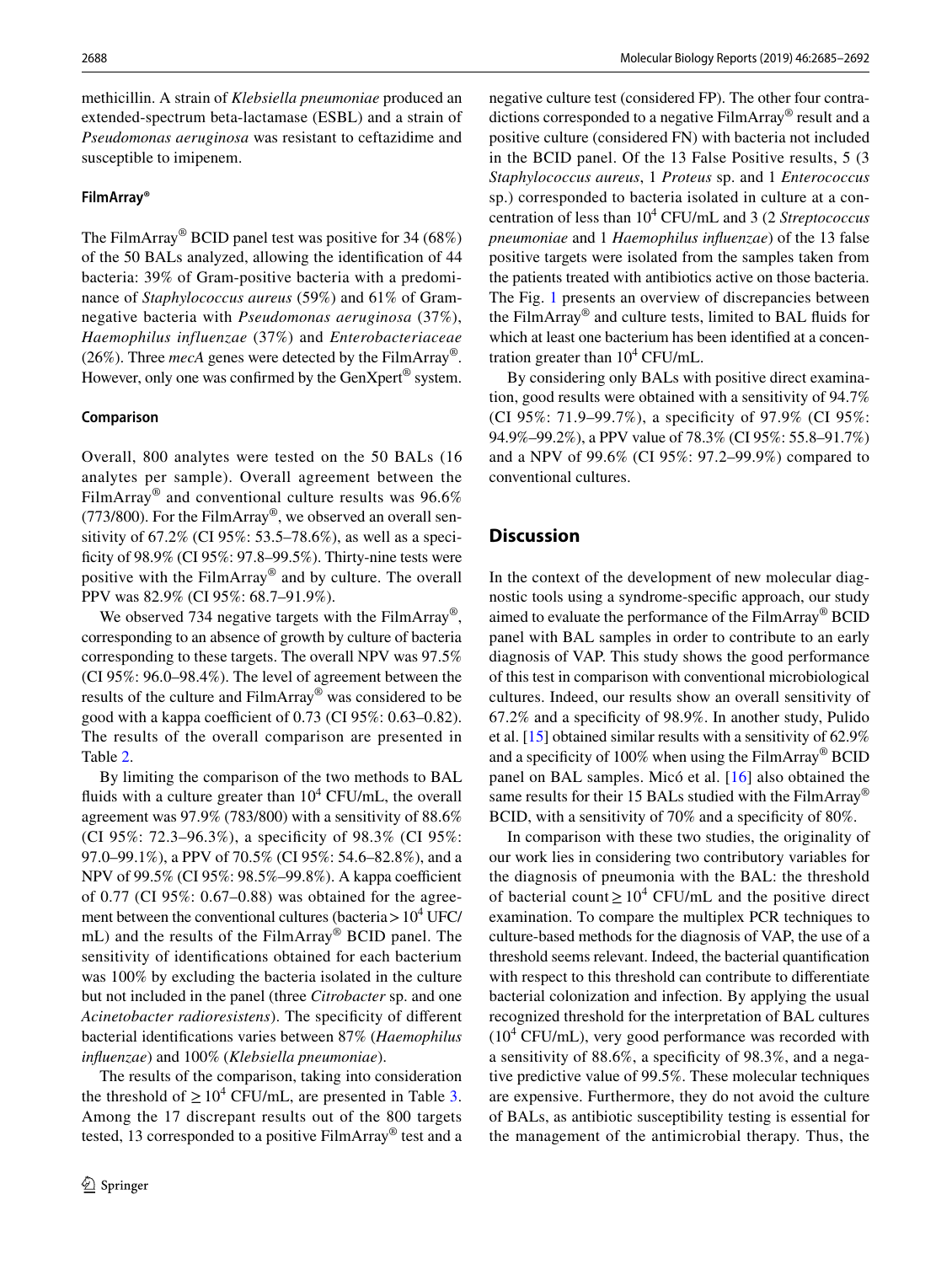methicillin. A strain of *Klebsiella pneumoniae* produced an extended-spectrum beta-lactamase (ESBL) and a strain of *Pseudomonas aeruginosa* was resistant to ceftazidime and susceptible to imipenem.

#### FilmArray®

The FilmArray® BCID panel test was positive for 34 (68%) of the 50 BALs analyzed, allowing the identification of 44 bacteria: 39% of Gram-positive bacteria with a predominance of *Staphylococcus aureus* (59%) and 61% of Gram-negative bacteria with *Pseudomonas aeruginosa* (37%), *Haemophilus influenzae* (37%) and *Enterobacteriaceae* (26%). Three *mecA* genes were detected by the FilmArray®. However, only one was confirmed by the GenXpert® system.

#### Comparison

Overall, 800 analytes were tested on the 50 BALs (16 analytes per sample). Overall agreement between the FilmArray® and conventional culture results was 96.6% (773/800). For the FilmArray®, we observed an overall sensitivity of 67.2% (CI 95%: 53.5–78.6%), as well as a specificity of 98.9% (CI 95%: 97.8–99.5%). Thirty-nine tests were positive with the FilmArray® and by culture. The overall PPV was 82.9% (CI 95%: 68.7–91.9%).

We observed 734 negative targets with the FilmArray®, corresponding to an absence of growth by culture of bacteria corresponding to these targets. The overall NPV was 97.5% (CI 95%: 96.0–98.4%). The level of agreement between the results of the culture and FilmArray® was considered to be good with a kappa coefficient of 0.73 (CI 95%: 0.63–0.82). The results of the overall comparison are presented in Table 2.

By limiting the comparison of the two methods to BAL fluids with a culture greater than $10^4$ CFU/mL, the overall agreement was 97.9% (783/800) with a sensitivity of 88.6% (CI 95%: 72.3–96.3%), a specificity of 98.3% (CI 95%: 97.0–99.1%), a PPV of 70.5% (CI 95%: 54.6–82.8%), and a NPV of 99.5% (CI 95%: 98.5%–99.8%). A kappa coefficient of 0.77 (CI 95%: 0.67–0.88) was obtained for the agreement between the conventional cultures (bacteria > $10^4$ UFC/mL) and the results of the FilmArray® BCID panel. The sensitivity of identifications obtained for each bacterium was 100% by excluding the bacteria isolated in the culture but not included in the panel (three *Citrobacter* sp. and one *Acinetobacter radioresistens*). The specificity of different bacterial identifications varies between 87% (*Haemophilus influenzae*) and 100% (*Klebsiella pneumoniae*).

The results of the comparison, taking into consideration the threshold of $\geq 10^4$ CFU/mL, are presented in Table 3. Among the 17 discrepant results out of the 800 targets tested, 13 corresponded to a positive FilmArray® test and a negative culture test (considered FP). The other four contradictions corresponded to a negative FilmArray® result and a positive culture (considered FN) with bacteria not included in the BCID panel. Of the 13 False Positive results, 5 (3 *Staphylococcus aureus*, 1 *Proteus* sp. and 1 *Enterococcus* sp.) corresponded to bacteria isolated in culture at a concentration of less than $10^4$ CFU/mL and 3 (2 *Streptococcus pneumoniae* and 1 *Haemophilus influenzae*) of the 13 false positive targets were isolated from the samples taken from the patients treated with antibiotics active on those bacteria. The Fig. 1 presents an overview of discrepancies between the FilmArray® and culture tests, limited to BAL fluids for which at least one bacterium has been identified at a concentration greater than $10^4$ CFU/mL.

By considering only BALs with positive direct examination, good results were obtained with a sensitivity of 94.7% (CI 95%: 71.9–99.7%), a specificity of 97.9% (CI 95%: 94.9%–99.2%), a PPV value of 78.3% (CI 95%: 55.8–91.7%) and a NPV of 99.6% (CI 95%: 97.2–99.9%) compared to conventional cultures.

## Discussion

In the context of the development of new molecular diagnostic tools using a syndrome-specific approach, our study aimed to evaluate the performance of the FilmArray® BCID panel with BAL samples in order to contribute to an early diagnosis of VAP. This study shows the good performance of this test in comparison with conventional microbiological cultures. Indeed, our results show an overall sensitivity of 67.2% and a specificity of 98.9%. In another study, Pulido et al. [15] obtained similar results with a sensitivity of 62.9% and a specificity of 100% when using the FilmArray® BCID panel on BAL samples. Micó et al. [16] also obtained the same results for their 15 BALs studied with the FilmArray® BCID, with a sensitivity of 70% and a specificity of 80%.

In comparison with these two studies, the originality of our work lies in considering two contributory variables for the diagnosis of pneumonia with the BAL: the threshold of bacterial count $\geq 10^4$ CFU/mL and the positive direct examination. To compare the multiplex PCR techniques to culture-based methods for the diagnosis of VAP, the use of a threshold seems relevant. Indeed, the bacterial quantification with respect to this threshold can contribute to differentiate bacterial colonization and infection. By applying the usual recognized threshold for the interpretation of BAL cultures ($10^4$ CFU/mL), very good performance was recorded with a sensitivity of 88.6%, a specificity of 98.3%, and a negative predictive value of 99.5%. These molecular techniques are expensive. Furthermore, they do not avoid the culture of BALs, as antibiotic susceptibility testing is essential for the management of the antimicrobial therapy. Thus, the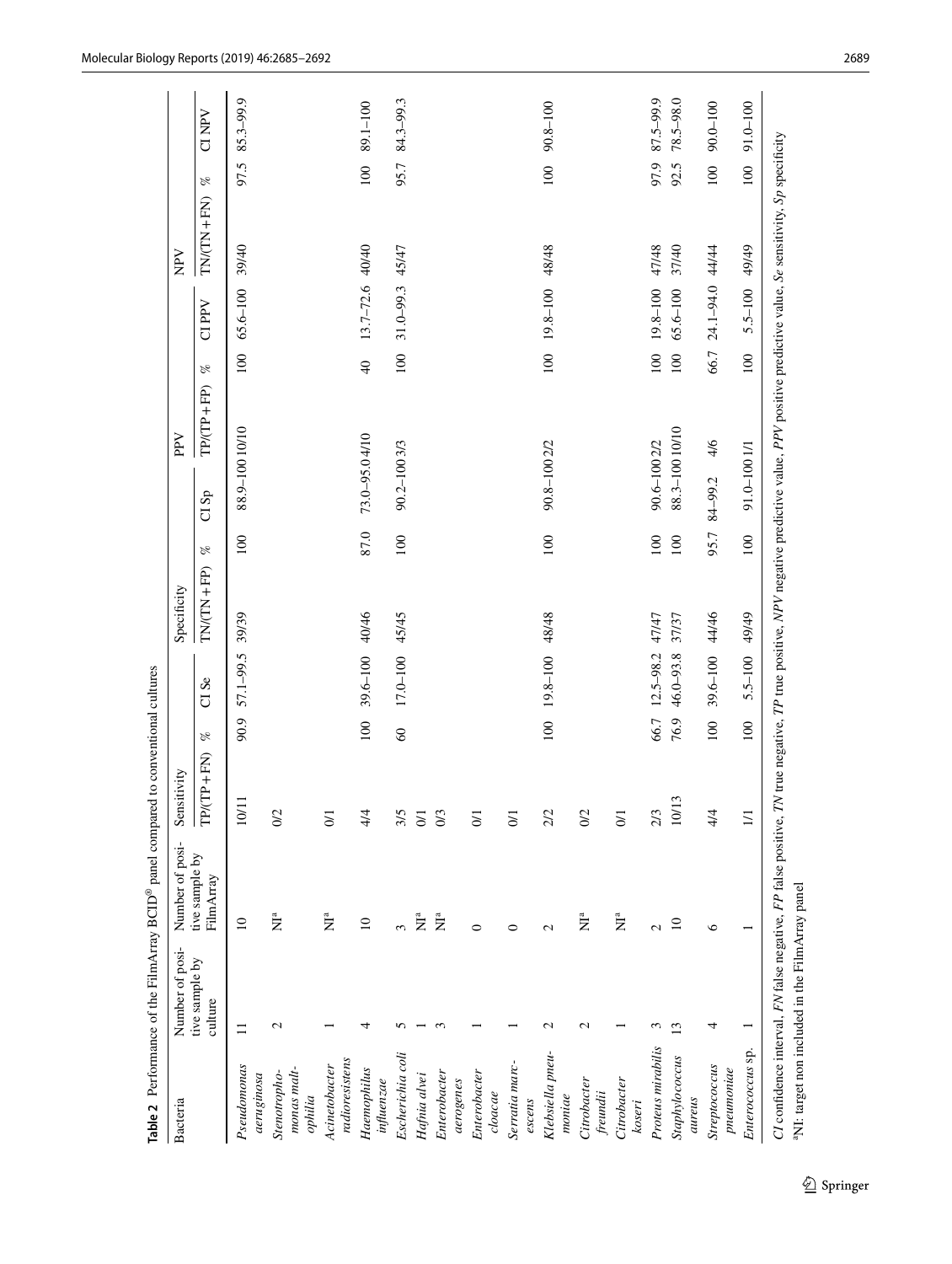**Table 2** Performance of the FilmArray BCID® panel compared to conventional cultures

| Bacteria | Number of positive sample by culture | Number of positive sample by FilmArray | Sensitivity | | | Specificity | | | PPV | | | NPV | | |
|---|---|---|---|---|---|---|---|---|---|---|---|---|---|---|
| | | | TP/(TP + FN) | % | CI Se | TN/(TN + FP) | % | CI Sp | TP/(TP + FP) | % | CI PPV | TN/(TN + FN) | % | CI NPV |
| *Pseudomonas aeruginosa* | 11 | 10 | 10/11 | 90.9 | 57.1–99.5 | 39/39 | 100 | 88.9–100 | 10/10 | 100 | 65.6–100 | 39/40 | 97.5 | 85.3–99.9 |
| *Stenotrophomonas maltophilia* | 2 | NI[a] | 0/2 | | | | | | | | | | | |
| *Acinetobacter radioresistens* | 1 | NI[a] | 0/1 | | | | | | | | | | | |
| *Haemophilus influenzae* | 4 | 10 | 4/4 | 100 | 39.6–100 | 40/46 | 87.0 | 73.0–95.0 | 4/10 | 40 | 13.7–72.6 | 40/40 | 100 | 89.1–100 |
| *Escherichia coli* | 5 | 3 | 3/5 | 60 | 17.0–100 | 45/45 | 100 | 90.2–100 | 3/3 | 100 | 31.0–99.3 | 45/47 | 95.7 | 84.3–99.3 |
| *Hafnia alvei* | 1 | NI[a] | 0/1 | | | | | | | | | | | |
| *Enterobacter aerogenes* | 3 | NI[a] | 0/3 | | | | | | | | | | | |
| *Enterobacter cloacae* | 1 | 0 | 0/1 | | | | | | | | | | | |
| *Serratia marcescens* | 1 | 0 | 0/1 | | | | | | | | | | | |
| *Klebsiella pneumoniae* | 2 | 2 | 2/2 | 100 | 19.8–100 | 48/48 | 100 | 90.8–100 | 2/2 | 100 | 19.8–100 | 48/48 | 100 | 90.8–100 |
| *Citrobacter freundii* | 2 | NI[a] | 0/2 | | | | | | | | | | | |
| *Citrobacter koseri* | 1 | NI[a] | 0/1 | | | | | | | | | | | |
| *Proteus mirabilis* | 3 | 2 | 2/3 | 66.7 | 12.5–98.2 | 47/47 | 100 | 90.6–100 | 2/2 | 100 | 19.8–100 | 47/48 | 97.9 | 87.5–99.9 |
| *Staphylococcus aureus* | 13 | 10 | 10/13 | 76.9 | 46.0–93.8 | 37/37 | 100 | 88.3–100 | 10/10 | 100 | 65.6–100 | 37/40 | 92.5 | 78.5–98.0 |
| *Streptococcus pneumoniae* | 4 | 6 | 4/4 | 100 | 39.6–100 | 44/46 | 95.7 | 84–99.2 | 4/6 | 66.7 | 24.1–94.0 | 44/44 | 100 | 90.0–100 |
| *Enterococcus* sp. | 1 | 1 | 1/1 | 100 | 5.5–100 | 49/49 | 100 | 91.0–100 | 1/1 | 100 | 5.5–100 | 49/49 | 100 | 91.0–100 |

*CI* confidence interval, *FN* false negative, *FP* false positive, *TN* true negative, *TP* true positive, *NPV* negative predictive value, *PPV* positive predictive value, *Se* sensitivity, *Sp* specificity

[a]NI: target non included in the FilmArray panel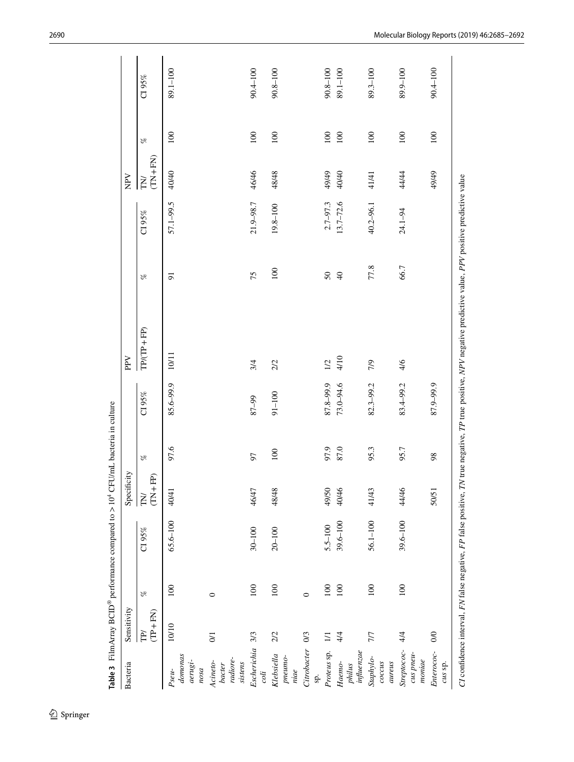**Table 3** FilmArray BCID® performance compared to > $10^4$ CFU/mL bacteria in culture

| Bacteria | Sensitivity | | | Specificity | | | PPV | | | NPV | | |
|---|---|---|---|---|---|---|---|---|---|---|---|---|
| | TP/(TP + FN) | % | CI 95% | TN/(TN + FP) | % | CI 95% | TP/(TP + FP) | % | CI 95% | TN/(TN + FN) | % | CI 95% |
| *Pseudomonas aeruginosa* | 10/10 | 100 | 65.6–100 | 40/41 | 97.6 | 85.6–99.9 | 10/11 | 91 | 57.1–99.5 | 40/40 | 100 | 89.1–100 |
| *Acinetobacter radioresistens* | 0/1 | 0 | | | | | | | | | | |
| *Escherichia coli* | 3/3 | 100 | 30–100 | 46/47 | 97 | 87–99 | 3/4 | 75 | 21.9–98.7 | 46/46 | 100 | 90.4–100 |
| *Klebsiella pneumoniae* | 2/2 | 100 | 20–100 | 48/48 | 100 | 91–100 | 2/2 | 100 | 19.8–100 | 48/48 | 100 | 90.8–100 |
| *Citrobacter* sp. | 0/3 | 0 | | | | | | | | | | |
| *Proteus* sp. | 1/1 | 100 | 5.5–100 | 49/50 | 97.9 | 87.8–99.9 | 1/2 | 50 | 2.7–97.3 | 49/49 | 100 | 90.8–100 |
| *Haemophilus influenzae* | 4/4 | 100 | 39.6–100 | 40/46 | 87.0 | 73.0–94.6 | 4/10 | 40 | 13.7–72.6 | 40/40 | 100 | 89.1–100 |
| *Staphylococcus aureus* | 7/7 | 100 | 56.1–100 | 41/43 | 95.3 | 82.3–99.2 | 7/9 | 77.8 | 40.2–96.1 | 41/41 | 100 | 89.3–100 |
| *Streptococcus pneumoniae* | 4/4 | 100 | 39.6–100 | 44/46 | 95.7 | 83.4–99.2 | 4/6 | 66.7 | 24.1–94 | 44/44 | 100 | 89.9–100 |
| *Enterococcus* sp. | 0/0 | | | 50/51 | 98 | 87.9–99.9 | | | | 49/49 | 100 | 90.4–100 |

*CI* confidence interval, *FN* false negative, *FP* false positive, *TN* true negative, *TP* true positive, *NPV* negative predictive value, *PPV* positive predictive value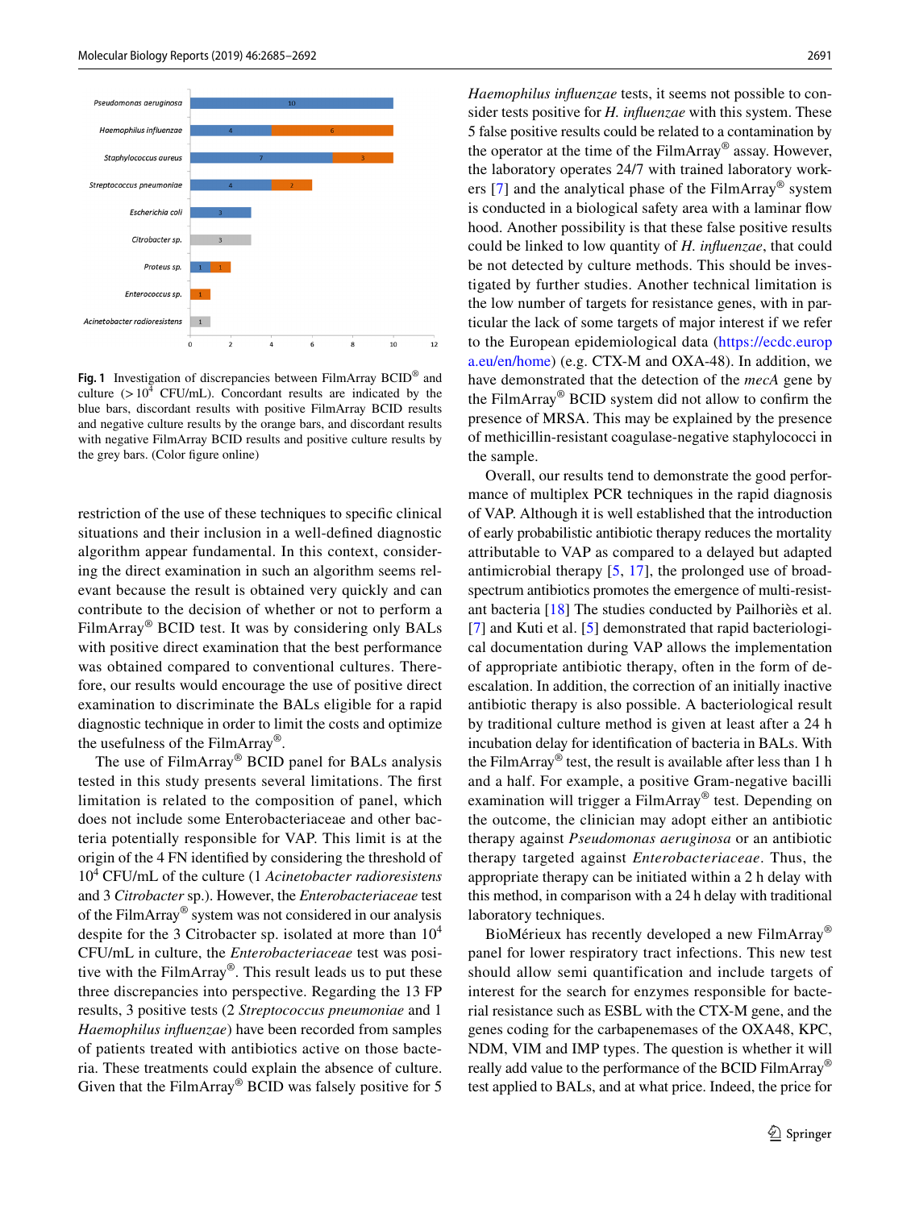**Fig. 1** Investigation of discrepancies between FilmArray BCID® and culture (> $10^4$ CFU/mL). Concordant results are indicated by the blue bars, discordant results with positive FilmArray BCID results and negative culture results by the orange bars, and discordant results with negative FilmArray BCID results and positive culture results by the grey bars. (Color figure online)

restriction of the use of these techniques to specific clinical situations and their inclusion in a well-defined diagnostic algorithm appear fundamental. In this context, considering the direct examination in such an algorithm seems relevant because the result is obtained very quickly and can contribute to the decision of whether or not to perform a FilmArray® BCID test. It was by considering only BALs with positive direct examination that the best performance was obtained compared to conventional cultures. Therefore, our results would encourage the use of positive direct examination to discriminate the BALs eligible for a rapid diagnostic technique in order to limit the costs and optimize the usefulness of the FilmArray®.

The use of FilmArray® BCID panel for BALs analysis tested in this study presents several limitations. The first limitation is related to the composition of panel, which does not include some Enterobacteriaceae and other bacteria potentially responsible for VAP. This limit is at the origin of the 4 FN identified by considering the threshold of $10^4$ CFU/mL of the culture (1 *Acinetobacter radioresistens* and 3 *Citrobacter* sp.). However, the *Enterobacteriaceae* test of the FilmArray® system was not considered in our analysis despite for the 3 Citrobacter sp. isolated at more than $10^4$ CFU/mL in culture, the *Enterobacteriaceae* test was positive with the FilmArray®. This result leads us to put these three discrepancies into perspective. Regarding the 13 FP results, 3 positive tests (2 *Streptococcus pneumoniae* and 1 *Haemophilus influenzae*) have been recorded from samples of patients treated with antibiotics active on those bacteria. These treatments could explain the absence of culture. Given that the FilmArray® BCID was falsely positive for 5 *Haemophilus influenzae* tests, it seems not possible to consider tests positive for *H. influenzae* with this system. These 5 false positive results could be related to a contamination by the operator at the time of the FilmArray® assay. However, the laboratory operates 24/7 with trained laboratory workers [7] and the analytical phase of the FilmArray® system is conducted in a biological safety area with a laminar flow hood. Another possibility is that these false positive results could be linked to low quantity of *H. influenzae*, that could be not detected by culture methods. This should be investigated by further studies. Another technical limitation is the low number of targets for resistance genes, with in particular the lack of some targets of major interest if we refer to the European epidemiological data (https://ecdc.europa.eu/en/home) (e.g. CTX-M and OXA-48). In addition, we have demonstrated that the detection of the *mecA* gene by the FilmArray® BCID system did not allow to confirm the presence of MRSA. This may be explained by the presence of methicillin-resistant coagulase-negative staphylococci in the sample.

Overall, our results tend to demonstrate the good performance of multiplex PCR techniques in the rapid diagnosis of VAP. Although it is well established that the introduction of early probabilistic antibiotic therapy reduces the mortality attributable to VAP as compared to a delayed but adapted antimicrobial therapy [5, 17], the prolonged use of broad-spectrum antibiotics promotes the emergence of multi-resistant bacteria [18] The studies conducted by Pailhoriès et al. [7] and Kuti et al. [5] demonstrated that rapid bacteriological documentation during VAP allows the implementation of appropriate antibiotic therapy, often in the form of de-escalation. In addition, the correction of an initially inactive antibiotic therapy is also possible. A bacteriological result by traditional culture method is given at least after a 24 h incubation delay for identification of bacteria in BALs. With the FilmArray® test, the result is available after less than 1 h and a half. For example, a positive Gram-negative bacilli examination will trigger a FilmArray® test. Depending on the outcome, the clinician may adopt either an antibiotic therapy against *Pseudomonas aeruginosa* or an antibiotic therapy targeted against *Enterobacteriaceae*. Thus, the appropriate therapy can be initiated within a 2 h delay with this method, in comparison with a 24 h delay with traditional laboratory techniques.

BioMérieux has recently developed a new FilmArray® panel for lower respiratory tract infections. This new test should allow semi quantification and include targets of interest for the search for enzymes responsible for bacterial resistance such as ESBL with the CTX-M gene, and the genes coding for the carbapenemases of the OXA48, KPC, NDM, VIM and IMP types. The question is whether it will really add value to the performance of the BCID FilmArray® test applied to BALs, and at what price. Indeed, the price for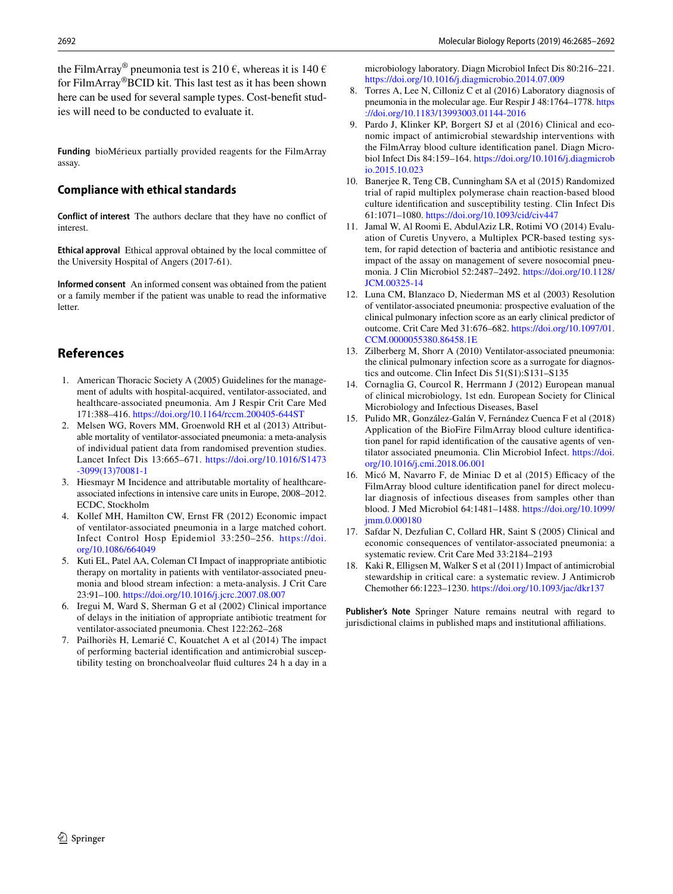the FilmArray® pneumonia test is 210 €, whereas it is 140 € for FilmArray®BCID kit. This last test as it has been shown here can be used for several sample types. Cost-benefit studies will need to be conducted to evaluate it.

**Funding** bioMérieux partially provided reagents for the FilmArray assay.

## Compliance with ethical standards

**Conflict of interest** The authors declare that they have no conflict of interest.

**Ethical approval** Ethical approval obtained by the local committee of the University Hospital of Angers (2017-61).

**Informed consent** An informed consent was obtained from the patient or a family member if the patient was unable to read the informative letter.

## References

1. American Thoracic Society A (2005) Guidelines for the management of adults with hospital-acquired, ventilator-associated, and healthcare-associated pneumonia. Am J Respir Crit Care Med 171:388–416. https://doi.org/10.1164/rccm.200405-644ST
2. Melsen WG, Rovers MM, Groenwold RH et al (2013) Attributable mortality of ventilator-associated pneumonia: a meta-analysis of individual patient data from randomised prevention studies. Lancet Infect Dis 13:665–671. https://doi.org/10.1016/S1473-3099(13)70081-1
3. Hiesmayr M Incidence and attributable mortality of healthcare-associated infections in intensive care units in Europe, 2008–2012. ECDC, Stockholm
4. Kollef MH, Hamilton CW, Ernst FR (2012) Economic impact of ventilator-associated pneumonia in a large matched cohort. Infect Control Hosp Epidemiol 33:250–256. https://doi.org/10.1086/664049
5. Kuti EL, Patel AA, Coleman CI Impact of inappropriate antibiotic therapy on mortality in patients with ventilator-associated pneumonia and blood stream infection: a meta-analysis. J Crit Care 23:91–100. https://doi.org/10.1016/j.jcrc.2007.08.007
6. Iregui M, Ward S, Sherman G et al (2002) Clinical importance of delays in the initiation of appropriate antibiotic treatment for ventilator-associated pneumonia. Chest 122:262–268
7. Pailhoriès H, Lemarié C, Kouatchet A et al (2014) The impact of performing bacterial identification and antimicrobial susceptibility testing on bronchoalveolar fluid cultures 24 h a day in a microbiology laboratory. Diagn Microbiol Infect Dis 80:216–221. https://doi.org/10.1016/j.diagmicrobio.2014.07.009
8. Torres A, Lee N, Cilloniz C et al (2016) Laboratory diagnosis of pneumonia in the molecular age. Eur Respir J 48:1764–1778. https://doi.org/10.1183/13993003.01144-2016
9. Pardo J, Klinker KP, Borgert SJ et al (2016) Clinical and economic impact of antimicrobial stewardship interventions with the FilmArray blood culture identification panel. Diagn Microbiol Infect Dis 84:159–164. https://doi.org/10.1016/j.diagmicrobio.2015.10.023
10. Banerjee R, Teng CB, Cunningham SA et al (2015) Randomized trial of rapid multiplex polymerase chain reaction-based blood culture identification and susceptibility testing. Clin Infect Dis 61:1071–1080. https://doi.org/10.1093/cid/civ447
11. Jamal W, Al Roomi E, AbdulAziz LR, Rotimi VO (2014) Evaluation of Curetis Unyvero, a Multiplex PCR-based testing system, for rapid detection of bacteria and antibiotic resistance and impact of the assay on management of severe nosocomial pneumonia. J Clin Microbiol 52:2487–2492. https://doi.org/10.1128/JCM.00325-14
12. Luna CM, Blanzaco D, Niederman MS et al (2003) Resolution of ventilator-associated pneumonia: prospective evaluation of the clinical pulmonary infection score as an early clinical predictor of outcome. Crit Care Med 31:676–682. https://doi.org/10.1097/01.CCM.0000055380.86458.1E
13. Zilberberg M, Shorr A (2010) Ventilator-associated pneumonia: the clinical pulmonary infection score as a surrogate for diagnostics and outcome. Clin Infect Dis 51(S1):S131–S135
14. Cornaglia G, Courcol R, Herrmann J (2012) European manual of clinical microbiology, 1st edn. European Society for Clinical Microbiology and Infectious Diseases, Basel
15. Pulido MR, González-Galán V, Fernández Cuenca F et al (2018) Application of the BioFire FilmArray blood culture identification panel for rapid identification of the causative agents of ventilator associated pneumonia. Clin Microbiol Infect. https://doi.org/10.1016/j.cmi.2018.06.001
16. Micó M, Navarro F, de Miniac D et al (2015) Efficacy of the FilmArray blood culture identification panel for direct molecular diagnosis of infectious diseases from samples other than blood. J Med Microbiol 64:1481–1488. https://doi.org/10.1099/jmm.0.000180
17. Safdar N, Dezfulian C, Collard HR, Saint S (2005) Clinical and economic consequences of ventilator-associated pneumonia: a systematic review. Crit Care Med 33:2184–2193
18. Kaki R, Elligsen M, Walker S et al (2011) Impact of antimicrobial stewardship in critical care: a systematic review. J Antimicrob Chemother 66:1223–1230. https://doi.org/10.1093/jac/dkr137

**Publisher's Note** Springer Nature remains neutral with regard to jurisdictional claims in published maps and institutional affiliations.